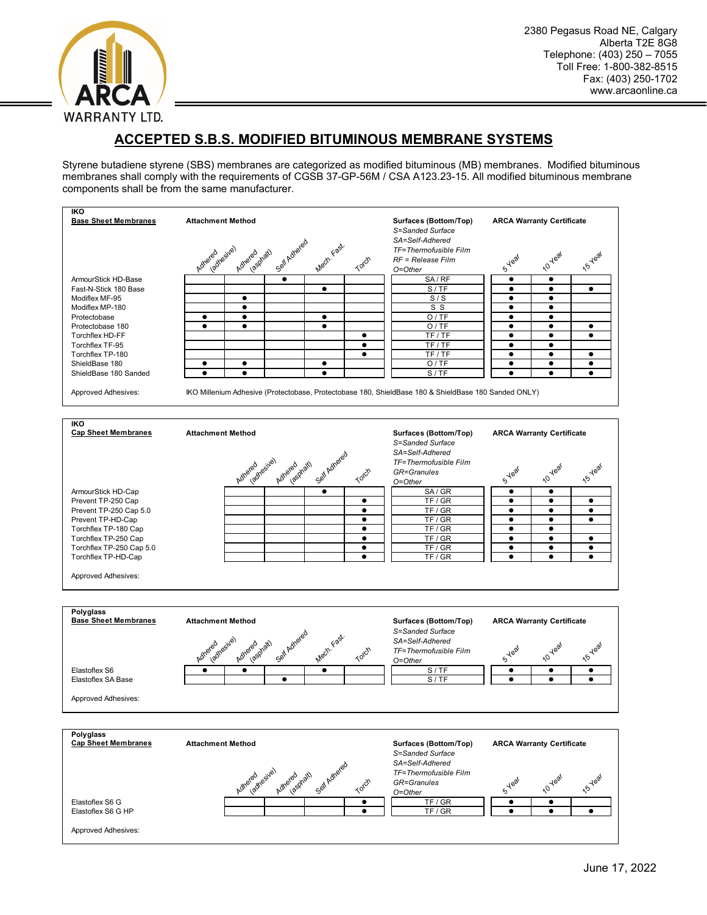ARCA WARRANTY LTD.

2380 Pegasus Road NE, Calgary
Alberta T2E 8G8
Telephone: (403) 250 – 7055
Toll Free: 1-800-382-8515
Fax: (403) 250-1702
www.arcaonline.ca

# ACCEPTED S.B.S. MODIFIED BITUMINOUS MEMBRANE SYSTEMS

Styrene butadiene styrene (SBS) membranes are categorized as modified bituminous (MB) membranes. Modified bituminous membranes shall comply with the requirements of CGSB 37-GP-56M / CSA A123.23-15. All modified bituminous membrane components shall be from the same manufacturer.

**IKO**
**Base Sheet Membranes**

Surfaces (Bottom/Top): S=Sanded Surface, SA=Self-Adhered, TF=Thermofusible Film, RF = Release Film, O=Other

| Base Sheet Membranes | Adhered (adhesive) | Adhered (asphalt) | Self Adhered | Mech. Fast. | Torch | Surfaces (Bottom/Top) | 5 Year | 10 Year | 15 Year |
|---|---|---|---|---|---|---|---|---|---|
| ArmourStick HD-Base | | | ● | | | SA / RF | ● | ● | |
| Fast-N-Stick 180 Base | | | | ● | | S / TF | ● | ● | ● |
| Modiflex MF-95 | | ● | | | | S / S | ● | ● | |
| Modiflex MP-180 | | ● | | | | S S | ● | ● | |
| Protectobase | ● | ● | | ● | | O / TF | ● | ● | |
| Protectobase 180 | ● | ● | | ● | | O / TF | ● | ● | ● |
| Torchflex HD-FF | | | | | ● | TF / TF | ● | ● | ● |
| Torchflex TF-95 | | | | | ● | TF / TF | ● | ● | |
| Torchflex TP-180 | | | | | ● | TF / TF | ● | ● | ● |
| ShieldBase 180 | ● | ● | | ● | | O / TF | ● | ● | ● |
| ShieldBase 180 Sanded | ● | ● | | ● | | S / TF | ● | ● | ● |

Approved Adhesives: IKO Millenium Adhesive (Protectobase, Protectobase 180, ShieldBase 180 & ShieldBase 180 Sanded ONLY)

**IKO**
**Cap Sheet Membranes**

Surfaces (Bottom/Top): S=Sanded Surface, SA=Self-Adhered, TF=Thermofusible Film, GR=Granules, O=Other

| Cap Sheet Membranes | Adhered (adhesive) | Adhered (asphalt) | Self Adhered | Torch | Surfaces (Bottom/Top) | 5 Year | 10 Year | 15 Year |
|---|---|---|---|---|---|---|---|---|
| ArmourStick HD-Cap | | | ● | | SA / GR | ● | ● | |
| Prevent TP-250 Cap | | | | ● | TF / GR | ● | ● | ● |
| Prevent TP-250 Cap 5.0 | | | | ● | TF / GR | ● | ● | ● |
| Prevent TP-HD-Cap | | | | ● | TF / GR | ● | ● | ● |
| Torchflex TP-180 Cap | | | | ● | TF / GR | ● | ● | |
| Torchflex TP-250 Cap | | | | ● | TF / GR | ● | ● | ● |
| Torchflex TP-250 Cap 5.0 | | | | ● | TF / GR | ● | ● | ● |
| Torchflex TP-HD-Cap | | | | ● | TF / GR | ● | ● | ● |

Approved Adhesives:

**Polyglass**
**Base Sheet Membranes**

Surfaces (Bottom/Top): S=Sanded Surface, SA=Self-Adhered, TF=Thermofusible Film, O=Other

| Base Sheet Membranes | Adhered (adhesive) | Adhered (asphalt) | Self Adhered | Mech. Fast. | Torch | Surfaces (Bottom/Top) | 5 Year | 10 Year | 15 Year |
|---|---|---|---|---|---|---|---|---|---|
| Elastoflex S6 | ● | ● | | ● | | S / TF | ● | ● | ● |
| Elastoflex SA Base | | | ● | | | S / TF | ● | ● | ● |

Approved Adhesives:

**Polyglass**
**Cap Sheet Membranes**

Surfaces (Bottom/Top): S=Sanded Surface, SA=Self-Adhered, TF=Thermofusible Film, GR=Granules, O=Other

| Cap Sheet Membranes | Adhered (adhesive) | Adhered (asphalt) | Self Adhered | Torch | Surfaces (Bottom/Top) | 5 Year | 10 Year | 15 Year |
|---|---|---|---|---|---|---|---|---|
| Elastoflex S6 G | | | | ● | TF / GR | ● | ● | |
| Elastoflex S6 G HP | | | | ● | TF / GR | ● | ● | ● |

Approved Adhesives:

June 17, 2022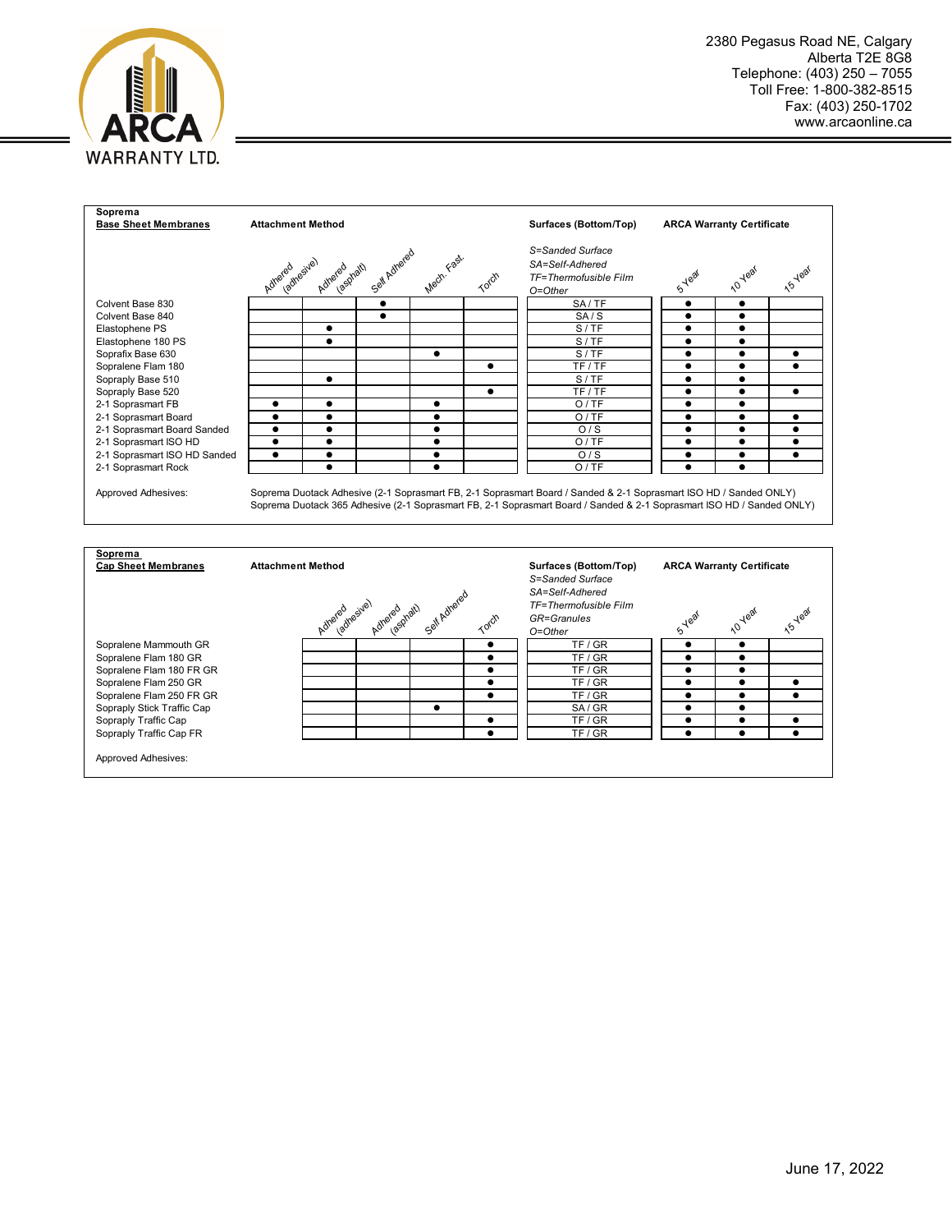ARCA WARRANTY LTD.

2380 Pegasus Road NE, Calgary
Alberta T2E 8G8
Telephone: (403) 250 – 7055
Toll Free: 1-800-382-8515
Fax: (403) 250-1702
www.arcaonline.ca

**Soprema**
**Base Sheet Membranes**

S=Sanded Surface
SA=Self-Adhered
TF=Thermofusible Film
O=Other

| Base Sheet Membranes | Adhered (adhesive) | Adhered (asphalt) | Self Adhered | Mech. Fast. | Torch | Surfaces (Bottom/Top) | 5 Year | 10 Year | 15 Year |
|---|---|---|---|---|---|---|---|---|---|
| Colvent Base 830 | | | ● | | | SA / TF | ● | ● | |
| Colvent Base 840 | | | ● | | | SA / S | ● | ● | |
| Elastophene PS | | ● | | | | S / TF | ● | ● | |
| Elastophene 180 PS | | ● | | | | S / TF | ● | ● | |
| Soprafix Base 630 | | | | ● | | S / TF | ● | ● | ● |
| Sopralene Flam 180 | | | | | ● | TF / TF | ● | ● | ● |
| Sopraply Base 510 | | ● | | | | S / TF | ● | ● | |
| Sopraply Base 520 | | | | | ● | TF / TF | ● | ● | ● |
| 2-1 Soprasmart FB | ● | ● | | ● | | O / TF | ● | ● | |
| 2-1 Soprasmart Board | ● | ● | | ● | | O / TF | ● | ● | ● |
| 2-1 Soprasmart Board Sanded | ● | ● | | ● | | O / S | ● | ● | ● |
| 2-1 Soprasmart ISO HD | ● | ● | | ● | | O / TF | ● | ● | ● |
| 2-1 Soprasmart ISO HD Sanded | ● | ● | | ● | | O / S | ● | ● | ● |
| 2-1 Soprasmart Rock | | ● | | ● | | O / TF | ● | ● | |

Approved Adhesives: Soprema Duotack Adhesive (2-1 Soprasmart FB, 2-1 Soprasmart Board / Sanded & 2-1 Soprasmart ISO HD / Sanded ONLY)
Soprema Duotack 365 Adhesive (2-1 Soprasmart FB, 2-1 Soprasmart Board / Sanded & 2-1 Soprasmart ISO HD / Sanded ONLY)

**Soprema**
**Cap Sheet Membranes**

S=Sanded Surface
SA=Self-Adhered
TF=Thermofusible Film
GR=Granules
O=Other

| Cap Sheet Membranes | Adhered (adhesive) | Adhered (asphalt) | Self Adhered | Torch | Surfaces (Bottom/Top) | 5 Year | 10 Year | 15 Year |
|---|---|---|---|---|---|---|---|---|
| Sopralene Mammouth GR | | | | ● | TF / GR | ● | ● | |
| Sopralene Flam 180 GR | | | | ● | TF / GR | ● | ● | |
| Sopralene Flam 180 FR GR | | | | ● | TF / GR | ● | ● | |
| Sopralene Flam 250 GR | | | | ● | TF / GR | ● | ● | ● |
| Sopralene Flam 250 FR GR | | | | ● | TF / GR | ● | ● | ● |
| Sopraply Stick Traffic Cap | | | ● | | SA / GR | ● | ● | |
| Sopraply Traffic Cap | | | | ● | TF / GR | ● | ● | ● |
| Sopraply Traffic Cap FR | | | | ● | TF / GR | ● | ● | ● |

Approved Adhesives:

June 17, 2022